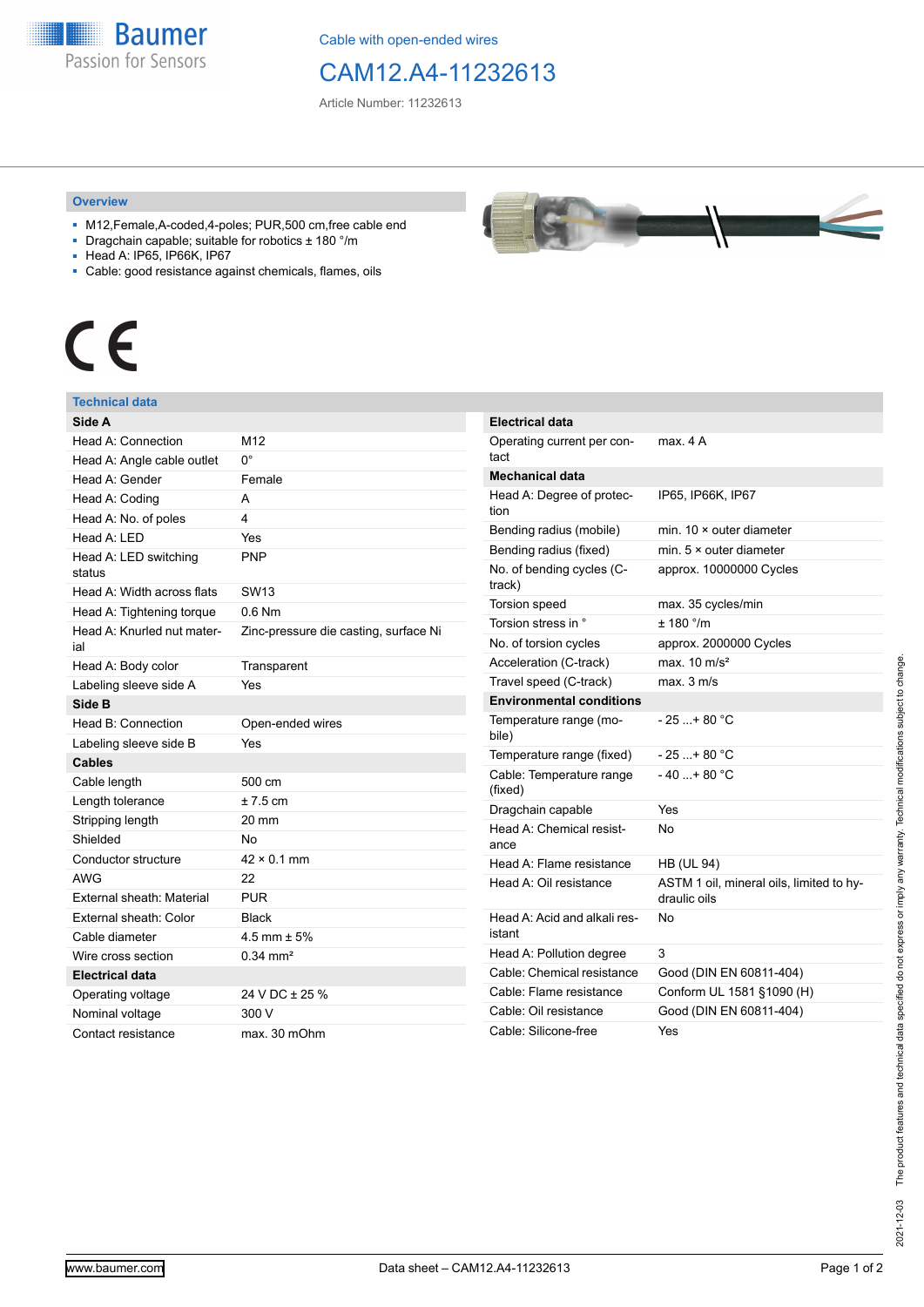Cable with open-ended wires

# CAM12.A4-11232613

Article Number: 11232613

## Overview

- M12,Female,A-coded,4-poles; PUR,500 cm,free cable end
- Dragchain capable; suitable for robotics ± 180 °/m
- Head A: IP65, IP66K, IP67
- Cable: good resistance against chemicals, flames, oils

CE

## Technical data

| Side A | |
|---|---|
| Head A: Connection | M12 |
| Head A: Angle cable outlet | 0° |
| Head A: Gender | Female |
| Head A: Coding | A |
| Head A: No. of poles | 4 |
| Head A: LED | Yes |
| Head A: LED switching status | PNP |
| Head A: Width across flats | SW13 |
| Head A: Tightening torque | 0.6 Nm |
| Head A: Knurled nut material | Zinc-pressure die casting, surface Ni |
| Head A: Body color | Transparent |
| Labeling sleeve side A | Yes |
| **Side B** | |
| Head B: Connection | Open-ended wires |
| Labeling sleeve side B | Yes |
| **Cables** | |
| Cable length | 500 cm |
| Length tolerance | ± 7.5 cm |
| Stripping length | 20 mm |
| Shielded | No |
| Conductor structure | 42 × 0.1 mm |
| AWG | 22 |
| External sheath: Material | PUR |
| External sheath: Color | Black |
| Cable diameter | 4.5 mm ± 5% |
| Wire cross section | 0.34 mm² |
| **Electrical data** | |
| Operating voltage | 24 V DC ± 25 % |
| Nominal voltage | 300 V |
| Contact resistance | max. 30 mOhm |

| Electrical data | |
|---|---|
| Operating current per contact | max. 4 A |
| **Mechanical data** | |
| Head A: Degree of protection | IP65, IP66K, IP67 |
| Bending radius (mobile) | min. 10 × outer diameter |
| Bending radius (fixed) | min. 5 × outer diameter |
| No. of bending cycles (C-track) | approx. 10000000 Cycles |
| Torsion speed | max. 35 cycles/min |
| Torsion stress in ° | ± 180 °/m |
| No. of torsion cycles | approx. 2000000 Cycles |
| Acceleration (C-track) | max. 10 m/s² |
| Travel speed (C-track) | max. 3 m/s |
| **Environmental conditions** | |
| Temperature range (mobile) | - 25 ...+ 80 °C |
| Temperature range (fixed) | - 25 ...+ 80 °C |
| Cable: Temperature range (fixed) | - 40 ...+ 80 °C |
| Dragchain capable | Yes |
| Head A: Chemical resistance | No |
| Head A: Flame resistance | HB (UL 94) |
| Head A: Oil resistance | ASTM 1 oil, mineral oils, limited to hydraulic oils |
| Head A: Acid and alkali resistant | No |
| Head A: Pollution degree | 3 |
| Cable: Chemical resistance | Good (DIN EN 60811-404) |
| Cable: Flame resistance | Conform UL 1581 §1090 (H) |
| Cable: Oil resistance | Good (DIN EN 60811-404) |
| Cable: Silicone-free | Yes |

2021-12-03 The product features and technical data specified do not express or imply any warranty. Technical modifications subject to change.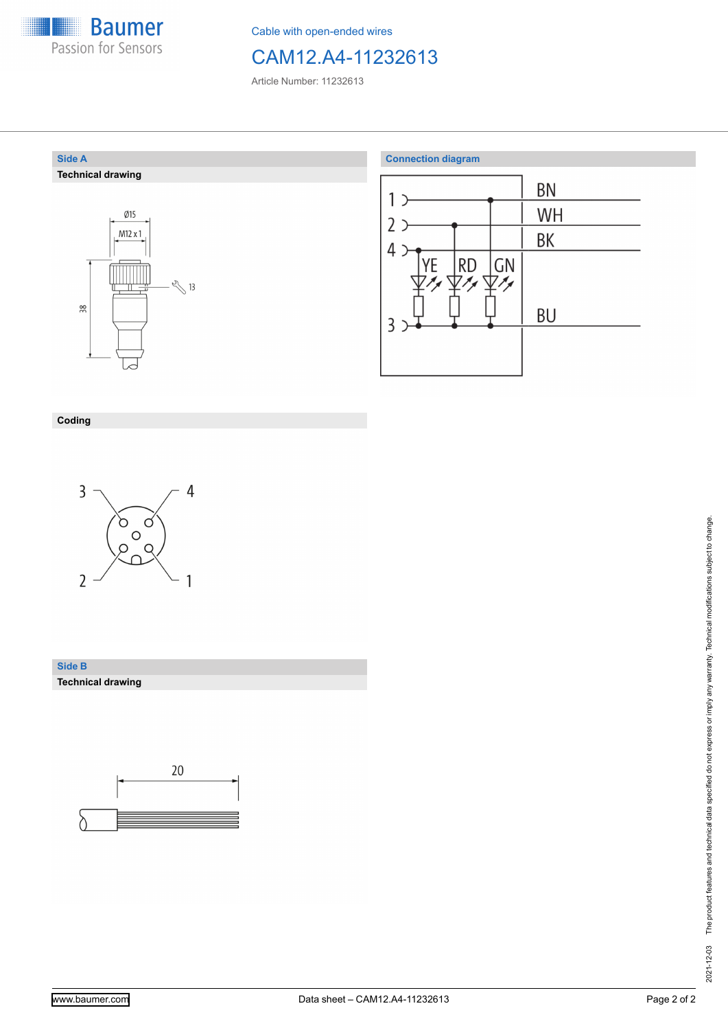Cable with open-ended wires

# CAM12.A4-11232613

Article Number: 11232613

## Side A

### Technical drawing

Ø15

M12 x 1

13

38

## Connection diagram

1
2
4
3

BN
WH
BK
BU

YE
RD
GN

### Coding

3
4
2
1

## Side B

### Technical drawing

20

The product features and technical data specified do not express or imply any warranty. Technical modifications subject to change.

2021-12-03